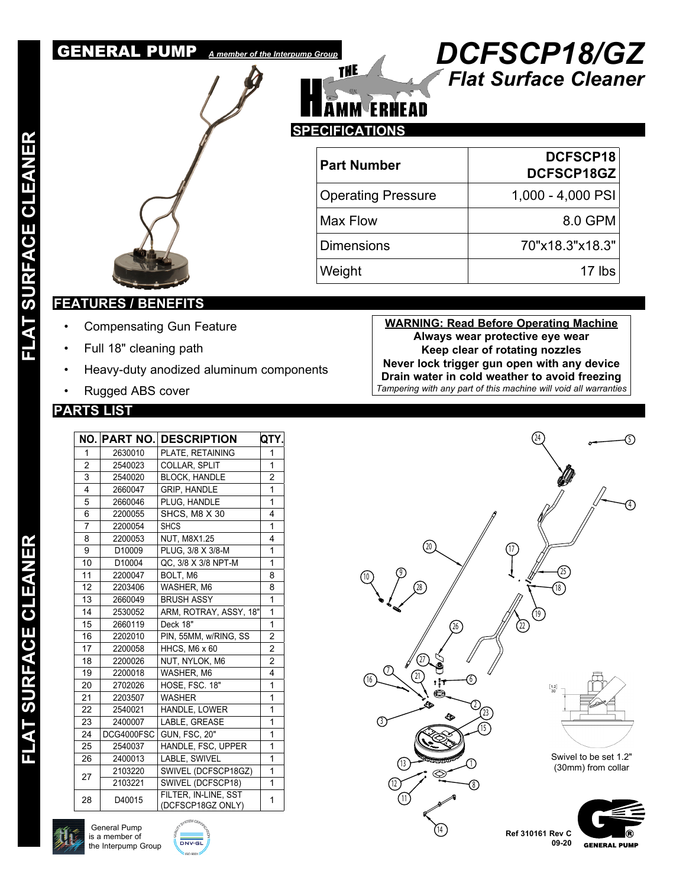# GENERAL PUMP *A member of the Interpump Group*

# DCFSCP18/GZ
## *Flat Surface Cleaner*

THE HAMMERHEAD

## SPECIFICATIONS

| Part Number | DCFSCP18 DCFSCP18GZ |
|---|---|
| Operating Pressure | 1,000 - 4,000 PSI |
| Max Flow | 8.0 GPM |
| Dimensions | 70"x18.3"x18.3" |
| Weight | 17 lbs |

## FEATURES / BENEFITS

- Compensating Gun Feature
- Full 18" cleaning path
- Heavy-duty anodized aluminum components
- Rugged ABS cover

**WARNING: Read Before Operating Machine**
**Always wear protective eye wear**
**Keep clear of rotating nozzles**
**Never lock trigger gun open with any device**
**Drain water in cold weather to avoid freezing**
*Tampering with any part of this machine will void all warranties*

## PARTS LIST

| NO. | PART NO. | DESCRIPTION | QTY. |
|---|---|---|---|
| 1 | 2630010 | PLATE, RETAINING | 1 |
| 2 | 2540023 | COLLAR, SPLIT | 1 |
| 3 | 2540020 | BLOCK, HANDLE | 2 |
| 4 | 2660047 | GRIP, HANDLE | 1 |
| 5 | 2660046 | PLUG, HANDLE | 1 |
| 6 | 2200055 | SHCS, M8 X 30 | 4 |
| 7 | 2200054 | SHCS | 1 |
| 8 | 2200053 | NUT, M8X1.25 | 4 |
| 9 | D10009 | PLUG, 3/8 X 3/8-M | 1 |
| 10 | D10004 | QC, 3/8 X 3/8 NPT-M | 1 |
| 11 | 2200047 | BOLT, M6 | 8 |
| 12 | 2203406 | WASHER, M6 | 8 |
| 13 | 2660049 | BRUSH ASSY | 1 |
| 14 | 2530052 | ARM, ROTRAY, ASSY, 18" | 1 |
| 15 | 2660119 | Deck 18" | 1 |
| 16 | 2202010 | PIN, 55MM, w/RING, SS | 2 |
| 17 | 2200058 | HHCS, M6 x 60 | 2 |
| 18 | 2200026 | NUT, NYLOK, M6 | 2 |
| 19 | 2200018 | WASHER, M6 | 4 |
| 20 | 2702026 | HOSE, FSC. 18" | 1 |
| 21 | 2203507 | WASHER | 1 |
| 22 | 2540021 | HANDLE, LOWER | 1 |
| 23 | 2400007 | LABLE, GREASE | 1 |
| 24 | DCG4000FSC | GUN, FSC, 20" | 1 |
| 25 | 2540037 | HANDLE, FSC, UPPER | 1 |
| 26 | 2400013 | LABLE, SWIVEL | 1 |
| 27 | 2103220 | SWIVEL (DCFSCP18GZ) | 1 |
| | 2103221 | SWIVEL (DCFSCP18) | 1 |
| 28 | D40015 | FILTER, IN-LINE, SST (DCFSCP18GZ ONLY) | 1 |

Swivel to be set 1.2" (30mm) from collar

General Pump is a member of the Interpump Group

Ref 310161 Rev C
09-20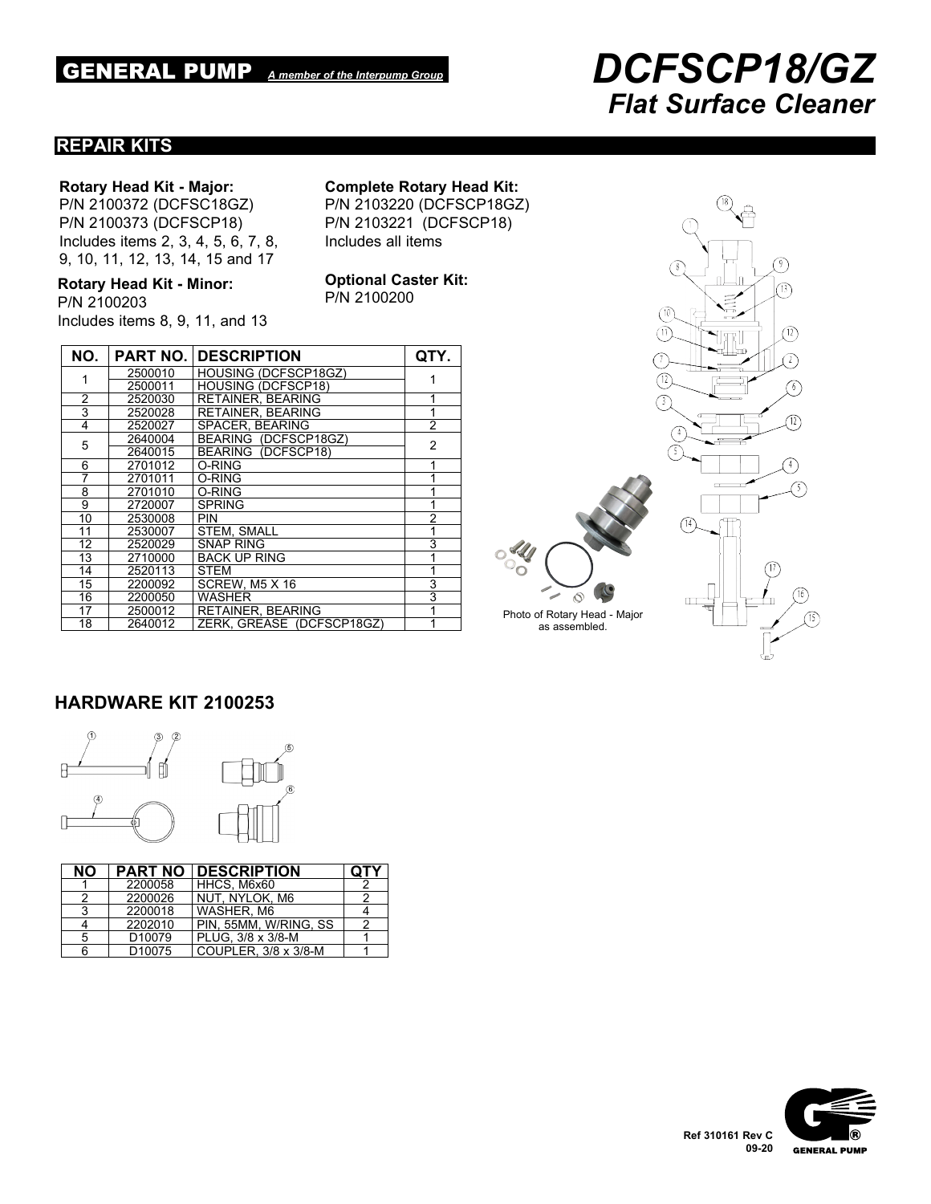# DCFSCP18/GZ
## *Flat Surface Cleaner*

GENERAL PUMP *A member of the Interpump Group*

## REPAIR KITS

**Rotary Head Kit - Major:**
P/N 2100372 (DCFSC18GZ)
P/N 2100373 (DCFSCP18)
Includes items 2, 3, 4, 5, 6, 7, 8, 9, 10, 11, 12, 13, 14, 15 and 17

**Rotary Head Kit - Minor:**
P/N 2100203
Includes items 8, 9, 11, and 13

**Complete Rotary Head Kit:**
P/N 2103220 (DCFSCP18GZ)
P/N 2103221 (DCFSCP18)
Includes all items

**Optional Caster Kit:**
P/N 2100200

| NO. | PART NO. | DESCRIPTION | QTY. |
|---|---|---|---|
| 1 | 2500010 | HOUSING (DCFSCP18GZ) | 1 |
| | 2500011 | HOUSING (DCFSCP18) | |
| 2 | 2520030 | RETAINER, BEARING | 1 |
| 3 | 2520028 | RETAINER, BEARING | 1 |
| 4 | 2520027 | SPACER, BEARING | 2 |
| 5 | 2640004 | BEARING (DCFSCP18GZ) | 2 |
| | 2640015 | BEARING (DCFSCP18) | |
| 6 | 2701012 | O-RING | 1 |
| 7 | 2701011 | O-RING | 1 |
| 8 | 2701010 | O-RING | 1 |
| 9 | 2720007 | SPRING | 1 |
| 10 | 2530008 | PIN | 2 |
| 11 | 2530007 | STEM, SMALL | 1 |
| 12 | 2520029 | SNAP RING | 3 |
| 13 | 2710000 | BACK UP RING | 1 |
| 14 | 2520113 | STEM | 1 |
| 15 | 2200092 | SCREW, M5 X 16 | 3 |
| 16 | 2200050 | WASHER | 3 |
| 17 | 2500012 | RETAINER, BEARING | 1 |
| 18 | 2640012 | ZERK, GREASE (DCFSCP18GZ) | 1 |

Photo of Rotary Head - Major as assembled.

## HARDWARE KIT 2100253

| NO | PART NO | DESCRIPTION | QTY |
|---|---|---|---|
| 1 | 2200058 | HHCS, M6x60 | 2 |
| 2 | 2200026 | NUT, NYLOK, M6 | 2 |
| 3 | 2200018 | WASHER, M6 | 4 |
| 4 | 2202010 | PIN, 55MM, W/RING, SS | 2 |
| 5 | D10079 | PLUG, 3/8 x 3/8-M | 1 |
| 6 | D10075 | COUPLER, 3/8 x 3/8-M | 1 |

Ref 310161 Rev C
09-20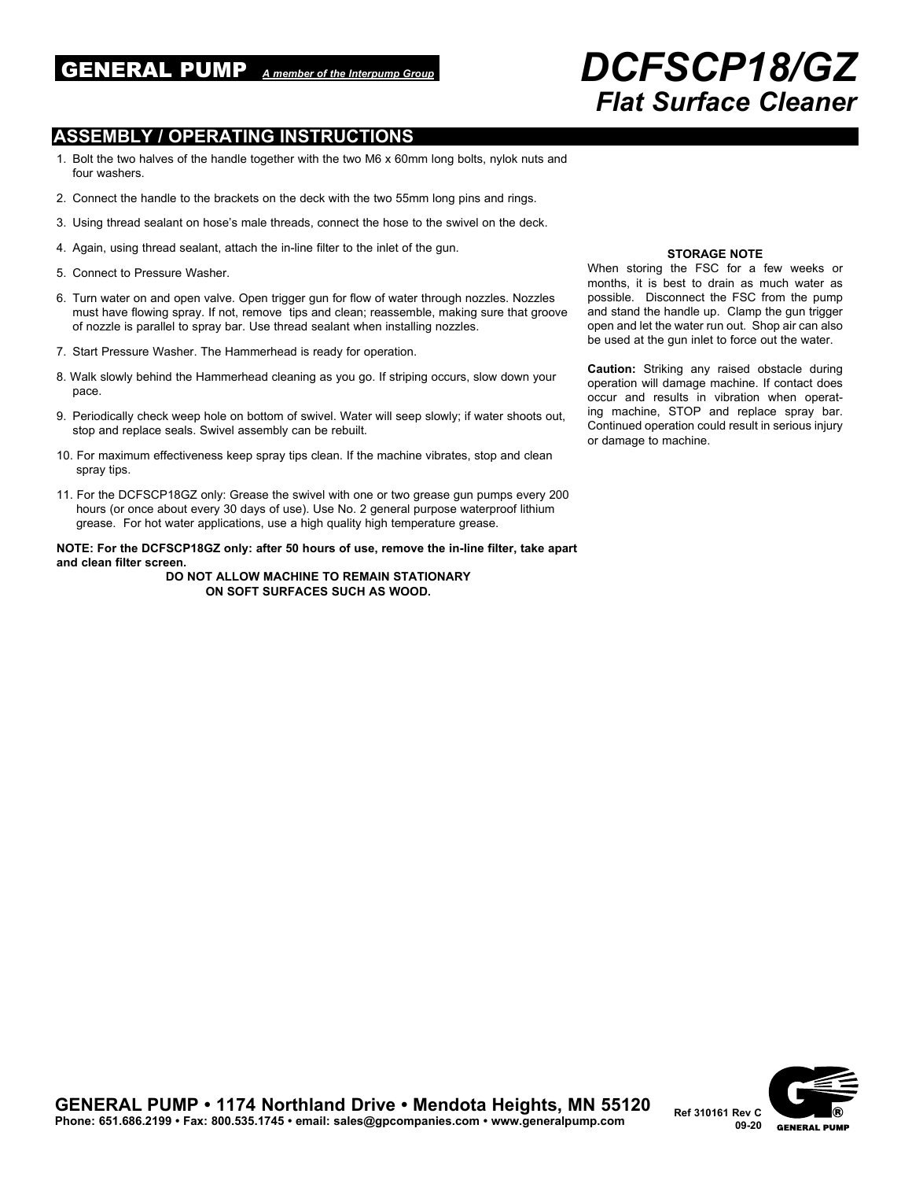GENERAL PUMP *A member of the Interpump Group*

# DCFSCP18/GZ
## Flat Surface Cleaner

## ASSEMBLY / OPERATING INSTRUCTIONS

1. Bolt the two halves of the handle together with the two M6 x 60mm long bolts, nylok nuts and four washers.
2. Connect the handle to the brackets on the deck with the two 55mm long pins and rings.
3. Using thread sealant on hose's male threads, connect the hose to the swivel on the deck.
4. Again, using thread sealant, attach the in-line filter to the inlet of the gun.
5. Connect to Pressure Washer.
6. Turn water on and open valve. Open trigger gun for flow of water through nozzles. Nozzles must have flowing spray. If not, remove tips and clean; reassemble, making sure that groove of nozzle is parallel to spray bar. Use thread sealant when installing nozzles.
7. Start Pressure Washer. The Hammerhead is ready for operation.
8. Walk slowly behind the Hammerhead cleaning as you go. If striping occurs, slow down your pace.
9. Periodically check weep hole on bottom of swivel. Water will seep slowly; if water shoots out, stop and replace seals. Swivel assembly can be rebuilt.
10. For maximum effectiveness keep spray tips clean. If the machine vibrates, stop and clean spray tips.
11. For the DCFSCP18GZ only: Grease the swivel with one or two grease gun pumps every 200 hours (or once about every 30 days of use). Use No. 2 general purpose waterproof lithium grease. For hot water applications, use a high quality high temperature grease.

**NOTE: For the DCFSCP18GZ only: after 50 hours of use, remove the in-line filter, take apart and clean filter screen.**

**DO NOT ALLOW MACHINE TO REMAIN STATIONARY ON SOFT SURFACES SUCH AS WOOD.**

**STORAGE NOTE**

When storing the FSC for a few weeks or months, it is best to drain as much water as possible. Disconnect the FSC from the pump and stand the handle up. Clamp the gun trigger open and let the water run out. Shop air can also be used at the gun inlet to force out the water.

**Caution:** Striking any raised obstacle during operation will damage machine. If contact does occur and results in vibration when operating machine, STOP and replace spray bar. Continued operation could result in serious injury or damage to machine.

**GENERAL PUMP • 1174 Northland Drive • Mendota Heights, MN 55120**
**Phone: 651.686.2199 • Fax: 800.535.1745 • email: sales@gpcompanies.com • www.generalpump.com**

**Ref 310161 Rev C 09-20**